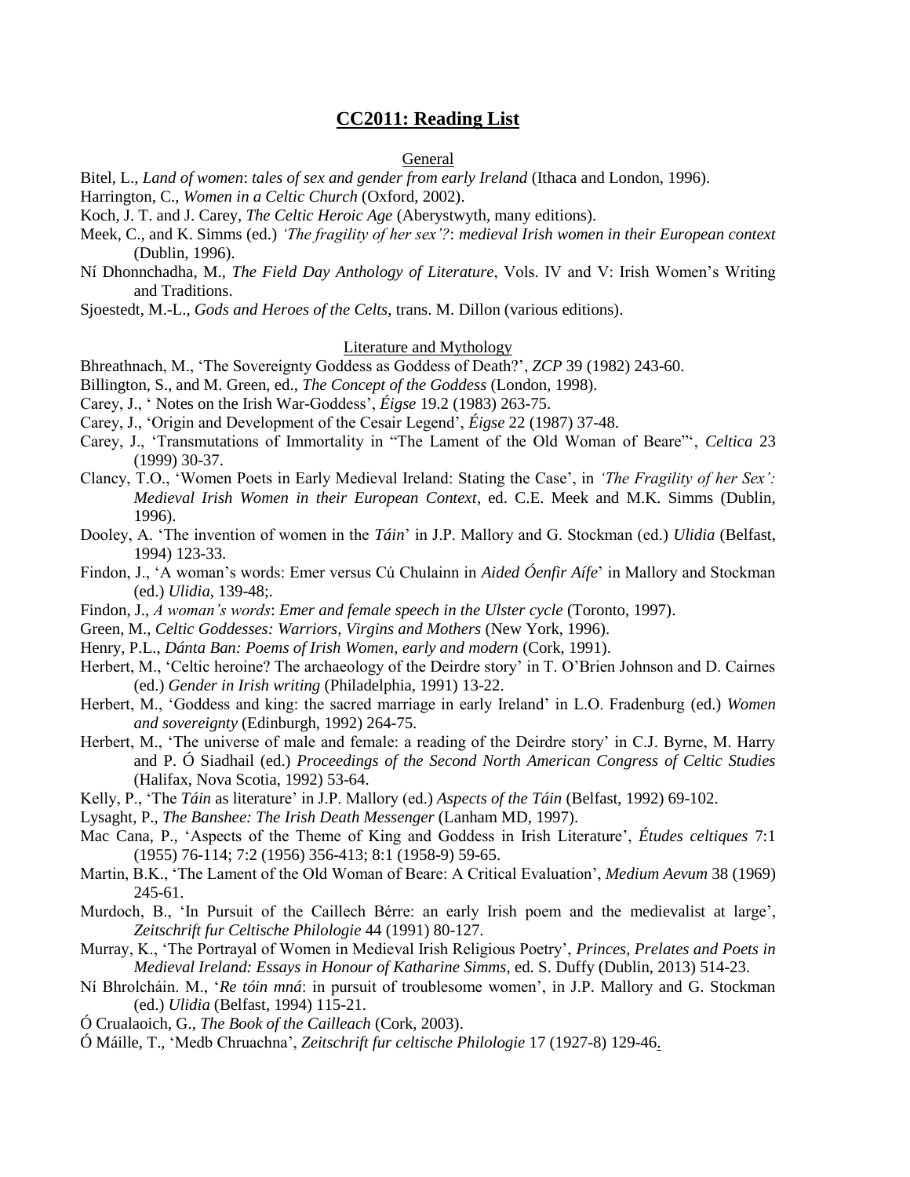# CC2011: Reading List

## General

Bitel, L., *Land of women*: *tales of sex and gender from early Ireland* (Ithaca and London, 1996).

Harrington, C., *Women in a Celtic Church* (Oxford, 2002).

Koch, J. T. and J. Carey, *The Celtic Heroic Age* (Aberystwyth, many editions).

Meek, C., and K. Simms (ed.) *'The fragility of her sex'?*: *medieval Irish women in their European context* (Dublin, 1996).

Ní Dhonnchadha, M., *The Field Day Anthology of Literature*, Vols. IV and V: Irish Women's Writing and Traditions.

Sjoestedt, M.-L., *Gods and Heroes of the Celts*, trans. M. Dillon (various editions).

## Literature and Mythology

Bhreathnach, M., 'The Sovereignty Goddess as Goddess of Death?', *ZCP* 39 (1982) 243-60.

Billington, S., and M. Green, ed., *The Concept of the Goddess* (London, 1998).

Carey, J., ' Notes on the Irish War-Goddess', *Éigse* 19.2 (1983) 263-75.

Carey, J., 'Origin and Development of the Cesair Legend', *Éigse* 22 (1987) 37-48.

Carey, J., 'Transmutations of Immortality in "The Lament of the Old Woman of Beare"', *Celtica* 23 (1999) 30-37.

Clancy, T.O., 'Women Poets in Early Medieval Ireland: Stating the Case', in *'The Fragility of her Sex': Medieval Irish Women in their European Context*, ed. C.E. Meek and M.K. Simms (Dublin, 1996).

Dooley, A. 'The invention of women in the *Táin*' in J.P. Mallory and G. Stockman (ed.) *Ulidia* (Belfast, 1994) 123-33.

Findon, J., 'A woman's words: Emer versus Cú Chulainn in *Aided Óenfir Aífe*' in Mallory and Stockman (ed.) *Ulidia*, 139-48;.

Findon, J., *A woman's words*: *Emer and female speech in the Ulster cycle* (Toronto, 1997).

Green, M., *Celtic Goddesses: Warriors, Virgins and Mothers* (New York, 1996).

Henry, P.L., *Dánta Ban: Poems of Irish Women, early and modern* (Cork, 1991).

Herbert, M., 'Celtic heroine? The archaeology of the Deirdre story' in T. O'Brien Johnson and D. Cairnes (ed.) *Gender in Irish writing* (Philadelphia, 1991) 13-22.

Herbert, M., 'Goddess and king: the sacred marriage in early Ireland' in L.O. Fradenburg (ed.) *Women and sovereignty* (Edinburgh, 1992) 264-75.

Herbert, M., 'The universe of male and female: a reading of the Deirdre story' in C.J. Byrne, M. Harry and P. Ó Siadhail (ed.) *Proceedings of the Second North American Congress of Celtic Studies* (Halifax, Nova Scotia, 1992) 53-64.

Kelly, P., 'The *Táin* as literature' in J.P. Mallory (ed.) *Aspects of the Táin* (Belfast, 1992) 69-102.

Lysaght, P., *The Banshee: The Irish Death Messenger* (Lanham MD, 1997).

Mac Cana, P., 'Aspects of the Theme of King and Goddess in Irish Literature', *Études celtiques* 7:1 (1955) 76-114; 7:2 (1956) 356-413; 8:1 (1958-9) 59-65.

Martin, B.K., 'The Lament of the Old Woman of Beare: A Critical Evaluation', *Medium Aevum* 38 (1969) 245-61.

Murdoch, B., 'In Pursuit of the Caillech Bérre: an early Irish poem and the medievalist at large', *Zeitschrift fur Celtische Philologie* 44 (1991) 80-127.

Murray, K., 'The Portrayal of Women in Medieval Irish Religious Poetry', *Princes, Prelates and Poets in Medieval Ireland: Essays in Honour of Katharine Simms*, ed. S. Duffy (Dublin, 2013) 514-23.

Ní Bhrolcháin. M., '*Re tóin mná*: in pursuit of troublesome women', in J.P. Mallory and G. Stockman (ed.) *Ulidia* (Belfast, 1994) 115-21.

Ó Crualaoich, G., *The Book of the Cailleach* (Cork, 2003).

Ó Máille, T., 'Medb Chruachna', *Zeitschrift fur celtische Philologie* 17 (1927-8) 129-46.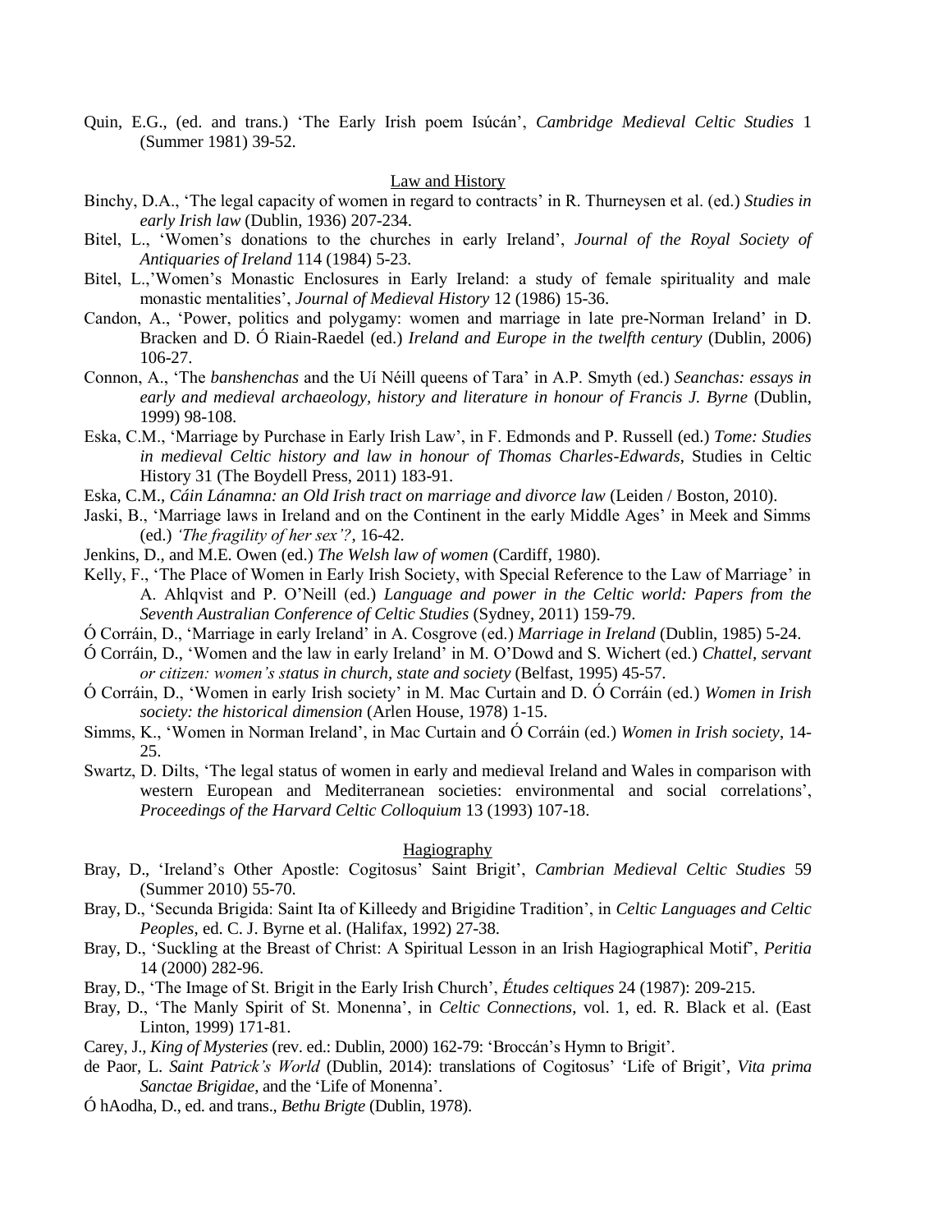Quin, E.G., (ed. and trans.) 'The Early Irish poem Isúcán', *Cambridge Medieval Celtic Studies* 1 (Summer 1981) 39-52.

## Law and History

Binchy, D.A., 'The legal capacity of women in regard to contracts' in R. Thurneysen et al. (ed.) *Studies in early Irish law* (Dublin, 1936) 207-234.

Bitel, L., 'Women's donations to the churches in early Ireland', *Journal of the Royal Society of Antiquaries of Ireland* 114 (1984) 5-23.

Bitel, L.,'Women's Monastic Enclosures in Early Ireland: a study of female spirituality and male monastic mentalities', *Journal of Medieval History* 12 (1986) 15-36.

Candon, A., 'Power, politics and polygamy: women and marriage in late pre-Norman Ireland' in D. Bracken and D. Ó Riain-Raedel (ed.) *Ireland and Europe in the twelfth century* (Dublin, 2006) 106-27.

Connon, A., 'The *banshenchas* and the Uí Néill queens of Tara' in A.P. Smyth (ed.) *Seanchas: essays in early and medieval archaeology, history and literature in honour of Francis J. Byrne* (Dublin, 1999) 98-108.

Eska, C.M., 'Marriage by Purchase in Early Irish Law', in F. Edmonds and P. Russell (ed.) *Tome: Studies in medieval Celtic history and law in honour of Thomas Charles-Edwards*, Studies in Celtic History 31 (The Boydell Press, 2011) 183-91.

Eska, C.M., *Cáin Lánamna: an Old Irish tract on marriage and divorce law* (Leiden / Boston, 2010).

Jaski, B., 'Marriage laws in Ireland and on the Continent in the early Middle Ages' in Meek and Simms (ed.) *'The fragility of her sex'?*, 16-42.

Jenkins, D., and M.E. Owen (ed.) *The Welsh law of women* (Cardiff, 1980).

Kelly, F., 'The Place of Women in Early Irish Society, with Special Reference to the Law of Marriage' in A. Ahlqvist and P. O'Neill (ed.) *Language and power in the Celtic world: Papers from the Seventh Australian Conference of Celtic Studies* (Sydney, 2011) 159-79.

Ó Corráin, D., 'Marriage in early Ireland' in A. Cosgrove (ed.) *Marriage in Ireland* (Dublin, 1985) 5-24.

Ó Corráin, D., 'Women and the law in early Ireland' in M. O'Dowd and S. Wichert (ed.) *Chattel, servant or citizen: women's status in church, state and society* (Belfast, 1995) 45-57.

Ó Corráin, D., 'Women in early Irish society' in M. Mac Curtain and D. Ó Corráin (ed.) *Women in Irish society: the historical dimension* (Arlen House, 1978) 1-15.

Simms, K., 'Women in Norman Ireland', in Mac Curtain and Ó Corráin (ed.) *Women in Irish society*, 14-25.

Swartz, D. Dilts, 'The legal status of women in early and medieval Ireland and Wales in comparison with western European and Mediterranean societies: environmental and social correlations', *Proceedings of the Harvard Celtic Colloquium* 13 (1993) 107-18.

## Hagiography

Bray, D., 'Ireland's Other Apostle: Cogitosus' Saint Brigit', *Cambrian Medieval Celtic Studies* 59 (Summer 2010) 55-70.

Bray, D., 'Secunda Brigida: Saint Ita of Killeedy and Brigidine Tradition', in *Celtic Languages and Celtic Peoples*, ed. C. J. Byrne et al. (Halifax, 1992) 27-38.

Bray, D., 'Suckling at the Breast of Christ: A Spiritual Lesson in an Irish Hagiographical Motif', *Peritia* 14 (2000) 282-96.

Bray, D., 'The Image of St. Brigit in the Early Irish Church', *Études celtiques* 24 (1987): 209-215.

Bray, D., 'The Manly Spirit of St. Monenna', in *Celtic Connections*, vol. 1, ed. R. Black et al. (East Linton, 1999) 171-81.

Carey, J., *King of Mysteries* (rev. ed.: Dublin, 2000) 162-79: 'Broccán's Hymn to Brigit'.

de Paor, L. *Saint Patrick's World* (Dublin, 2014): translations of Cogitosus' 'Life of Brigit', *Vita prima Sanctae Brigidae*, and the 'Life of Monenna'.

Ó hAodha, D., ed. and trans., *Bethu Brigte* (Dublin, 1978).